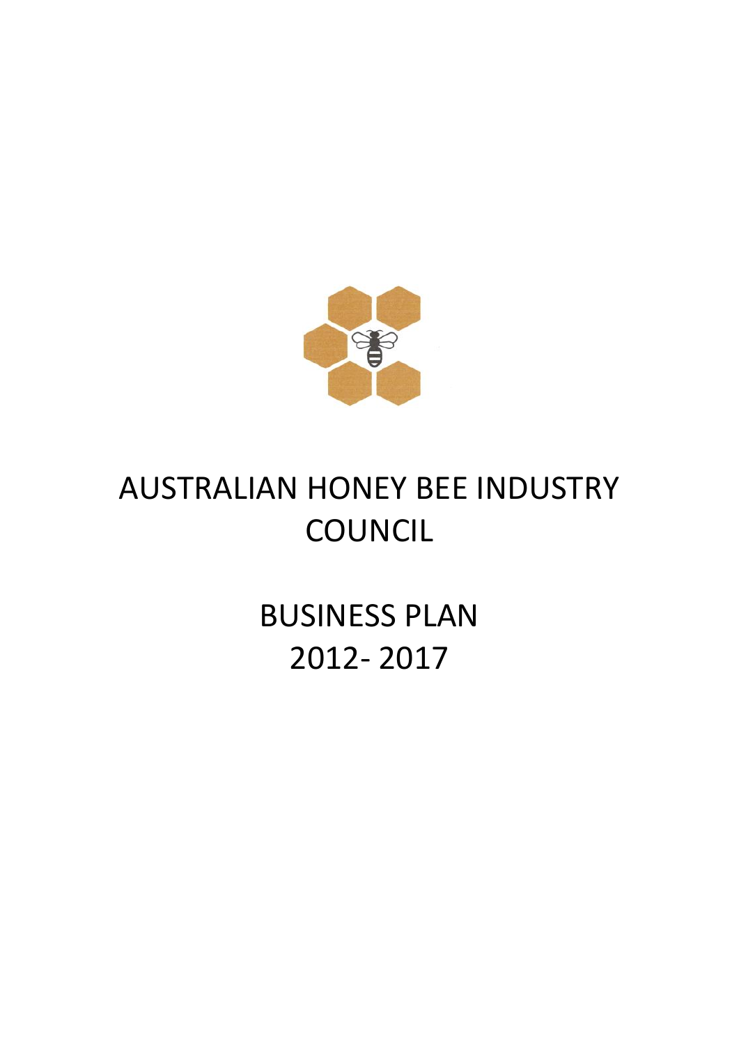# AUSTRALIAN HONEY BEE INDUSTRY COUNCIL

# BUSINESS PLAN 2012- 2017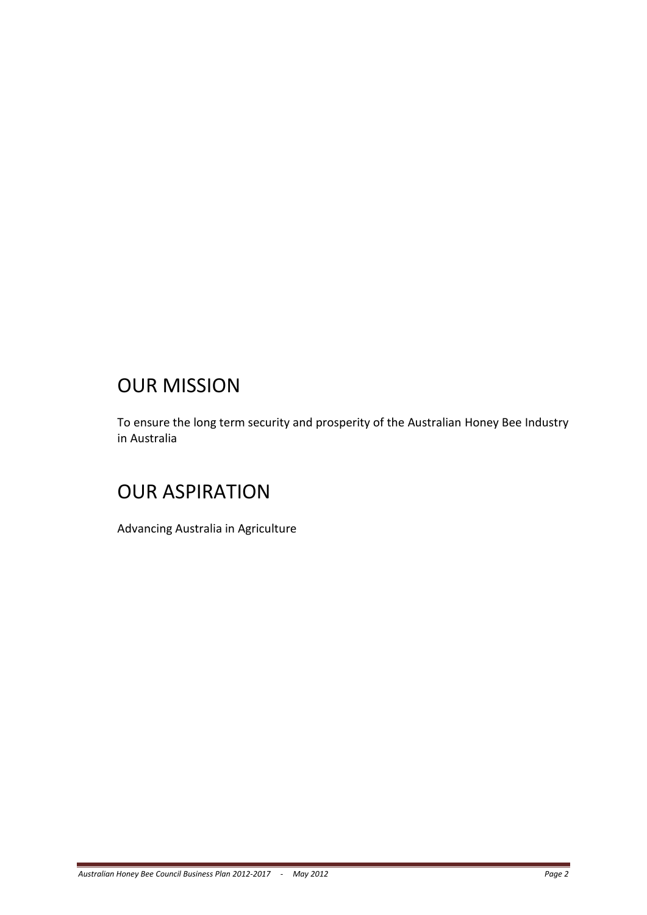# OUR MISSION

To ensure the long term security and prosperity of the Australian Honey Bee Industry in Australia

# OUR ASPIRATION

Advancing Australia in Agriculture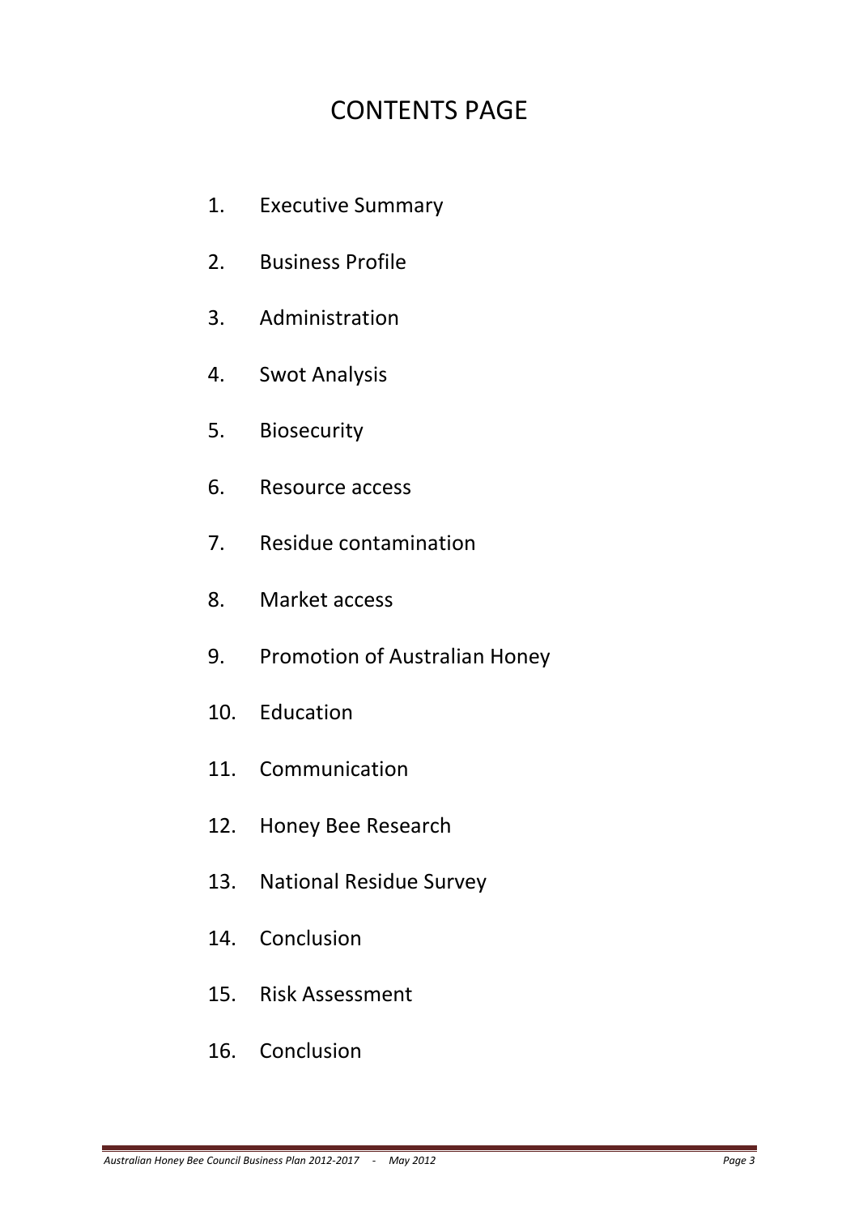# CONTENTS PAGE

1. Executive Summary
2. Business Profile
3. Administration
4. Swot Analysis
5. Biosecurity
6. Resource access
7. Residue contamination
8. Market access
9. Promotion of Australian Honey
10. Education
11. Communication
12. Honey Bee Research
13. National Residue Survey
14. Conclusion
15. Risk Assessment
16. Conclusion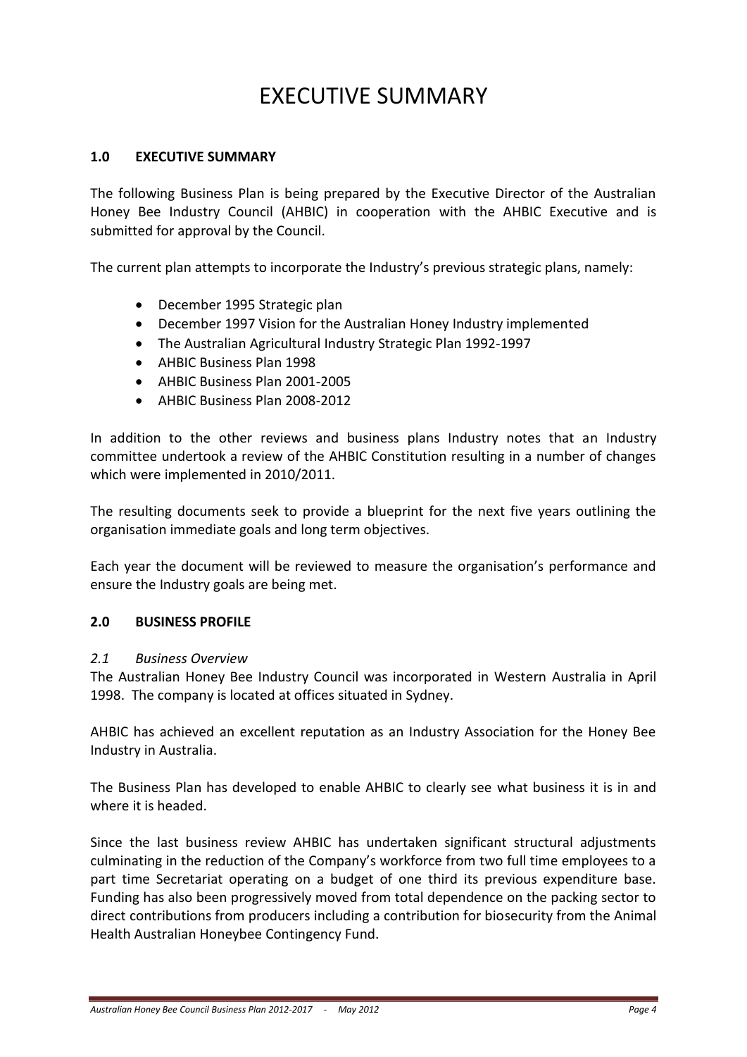# EXECUTIVE SUMMARY

## 1.0 EXECUTIVE SUMMARY

The following Business Plan is being prepared by the Executive Director of the Australian Honey Bee Industry Council (AHBIC) in cooperation with the AHBIC Executive and is submitted for approval by the Council.

The current plan attempts to incorporate the Industry's previous strategic plans, namely:

- December 1995 Strategic plan
- December 1997 Vision for the Australian Honey Industry implemented
- The Australian Agricultural Industry Strategic Plan 1992-1997
- AHBIC Business Plan 1998
- AHBIC Business Plan 2001-2005
- AHBIC Business Plan 2008-2012

In addition to the other reviews and business plans Industry notes that an Industry committee undertook a review of the AHBIC Constitution resulting in a number of changes which were implemented in 2010/2011.

The resulting documents seek to provide a blueprint for the next five years outlining the organisation immediate goals and long term objectives.

Each year the document will be reviewed to measure the organisation's performance and ensure the Industry goals are being met.

## 2.0 BUSINESS PROFILE

### *2.1 Business Overview*

The Australian Honey Bee Industry Council was incorporated in Western Australia in April 1998. The company is located at offices situated in Sydney.

AHBIC has achieved an excellent reputation as an Industry Association for the Honey Bee Industry in Australia.

The Business Plan has developed to enable AHBIC to clearly see what business it is in and where it is headed.

Since the last business review AHBIC has undertaken significant structural adjustments culminating in the reduction of the Company's workforce from two full time employees to a part time Secretariat operating on a budget of one third its previous expenditure base. Funding has also been progressively moved from total dependence on the packing sector to direct contributions from producers including a contribution for biosecurity from the Animal Health Australian Honeybee Contingency Fund.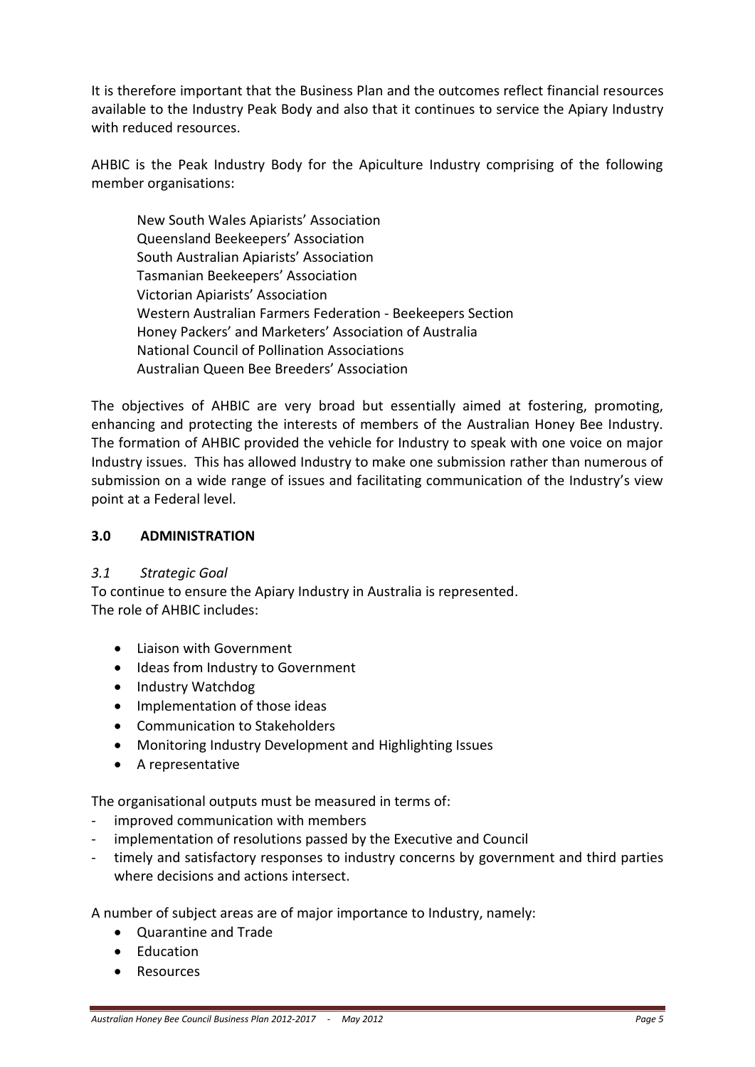It is therefore important that the Business Plan and the outcomes reflect financial resources available to the Industry Peak Body and also that it continues to service the Apiary Industry with reduced resources.

AHBIC is the Peak Industry Body for the Apiculture Industry comprising of the following member organisations:

New South Wales Apiarists' Association
Queensland Beekeepers' Association
South Australian Apiarists' Association
Tasmanian Beekeepers' Association
Victorian Apiarists' Association
Western Australian Farmers Federation - Beekeepers Section
Honey Packers' and Marketers' Association of Australia
National Council of Pollination Associations
Australian Queen Bee Breeders' Association

The objectives of AHBIC are very broad but essentially aimed at fostering, promoting, enhancing and protecting the interests of members of the Australian Honey Bee Industry. The formation of AHBIC provided the vehicle for Industry to speak with one voice on major Industry issues. This has allowed Industry to make one submission rather than numerous of submission on a wide range of issues and facilitating communication of the Industry's view point at a Federal level.

## 3.0 ADMINISTRATION

### *3.1 Strategic Goal*

To continue to ensure the Apiary Industry in Australia is represented.
The role of AHBIC includes:

- Liaison with Government
- Ideas from Industry to Government
- Industry Watchdog
- Implementation of those ideas
- Communication to Stakeholders
- Monitoring Industry Development and Highlighting Issues
- A representative

The organisational outputs must be measured in terms of:

- improved communication with members
- implementation of resolutions passed by the Executive and Council
- timely and satisfactory responses to industry concerns by government and third parties where decisions and actions intersect.

A number of subject areas are of major importance to Industry, namely:

- Quarantine and Trade
- Education
- Resources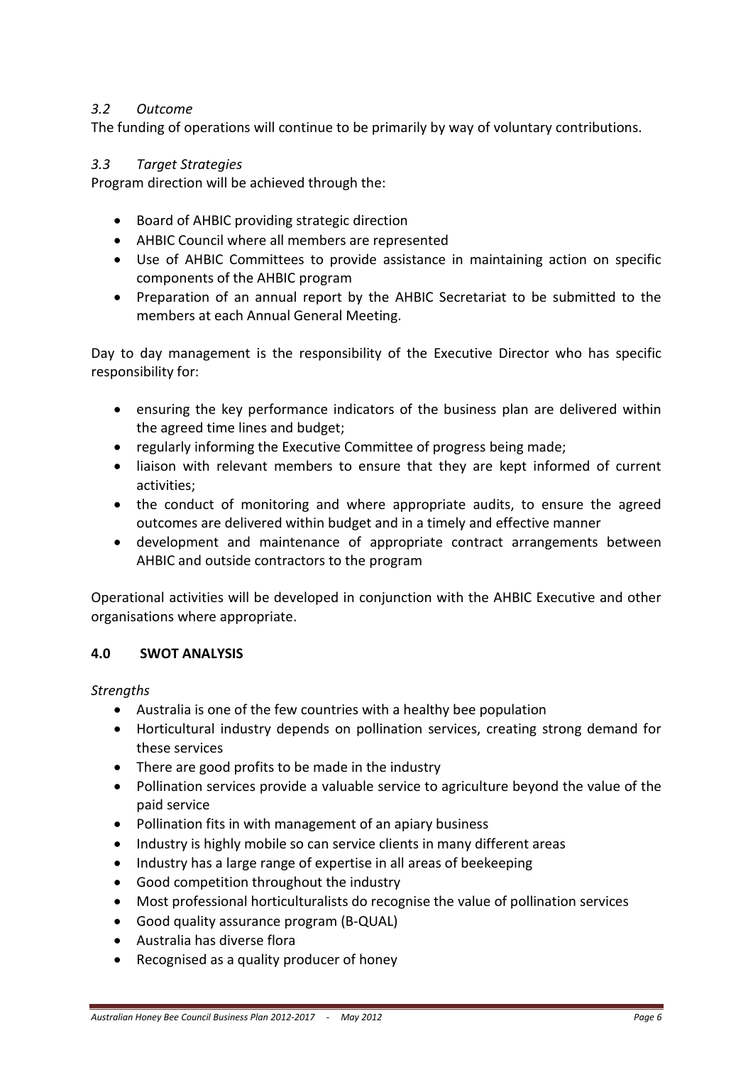### *3.2 Outcome*

The funding of operations will continue to be primarily by way of voluntary contributions.

### *3.3 Target Strategies*

Program direction will be achieved through the:

- Board of AHBIC providing strategic direction
- AHBIC Council where all members are represented
- Use of AHBIC Committees to provide assistance in maintaining action on specific components of the AHBIC program
- Preparation of an annual report by the AHBIC Secretariat to be submitted to the members at each Annual General Meeting.

Day to day management is the responsibility of the Executive Director who has specific responsibility for:

- ensuring the key performance indicators of the business plan are delivered within the agreed time lines and budget;
- regularly informing the Executive Committee of progress being made;
- liaison with relevant members to ensure that they are kept informed of current activities;
- the conduct of monitoring and where appropriate audits, to ensure the agreed outcomes are delivered within budget and in a timely and effective manner
- development and maintenance of appropriate contract arrangements between AHBIC and outside contractors to the program

Operational activities will be developed in conjunction with the AHBIC Executive and other organisations where appropriate.

## 4.0 SWOT ANALYSIS

*Strengths*

- Australia is one of the few countries with a healthy bee population
- Horticultural industry depends on pollination services, creating strong demand for these services
- There are good profits to be made in the industry
- Pollination services provide a valuable service to agriculture beyond the value of the paid service
- Pollination fits in with management of an apiary business
- Industry is highly mobile so can service clients in many different areas
- Industry has a large range of expertise in all areas of beekeeping
- Good competition throughout the industry
- Most professional horticulturalists do recognise the value of pollination services
- Good quality assurance program (B-QUAL)
- Australia has diverse flora
- Recognised as a quality producer of honey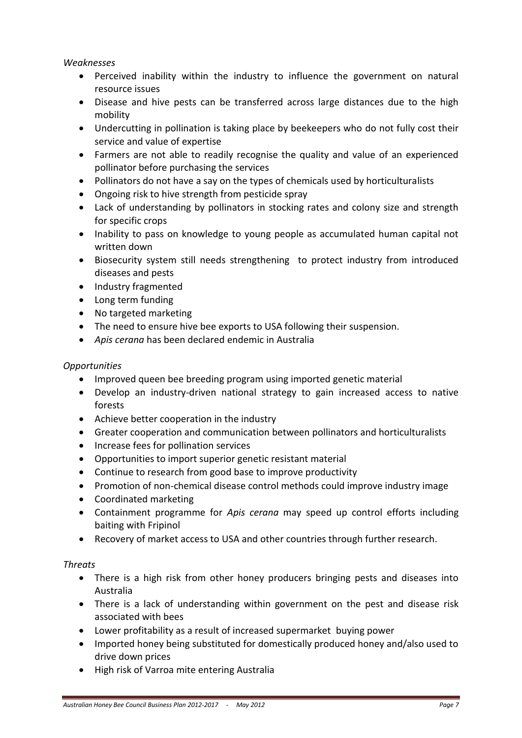*Weaknesses*

- Perceived inability within the industry to influence the government on natural resource issues
- Disease and hive pests can be transferred across large distances due to the high mobility
- Undercutting in pollination is taking place by beekeepers who do not fully cost their service and value of expertise
- Farmers are not able to readily recognise the quality and value of an experienced pollinator before purchasing the services
- Pollinators do not have a say on the types of chemicals used by horticulturalists
- Ongoing risk to hive strength from pesticide spray
- Lack of understanding by pollinators in stocking rates and colony size and strength for specific crops
- Inability to pass on knowledge to young people as accumulated human capital not written down
- Biosecurity system still needs strengthening to protect industry from introduced diseases and pests
- Industry fragmented
- Long term funding
- No targeted marketing
- The need to ensure hive bee exports to USA following their suspension.
- *Apis cerana* has been declared endemic in Australia

*Opportunities*

- Improved queen bee breeding program using imported genetic material
- Develop an industry-driven national strategy to gain increased access to native forests
- Achieve better cooperation in the industry
- Greater cooperation and communication between pollinators and horticulturalists
- Increase fees for pollination services
- Opportunities to import superior genetic resistant material
- Continue to research from good base to improve productivity
- Promotion of non-chemical disease control methods could improve industry image
- Coordinated marketing
- Containment programme for *Apis cerana* may speed up control efforts including baiting with Fripinol
- Recovery of market access to USA and other countries through further research.

*Threats*

- There is a high risk from other honey producers bringing pests and diseases into Australia
- There is a lack of understanding within government on the pest and disease risk associated with bees
- Lower profitability as a result of increased supermarket buying power
- Imported honey being substituted for domestically produced honey and/also used to drive down prices
- High risk of Varroa mite entering Australia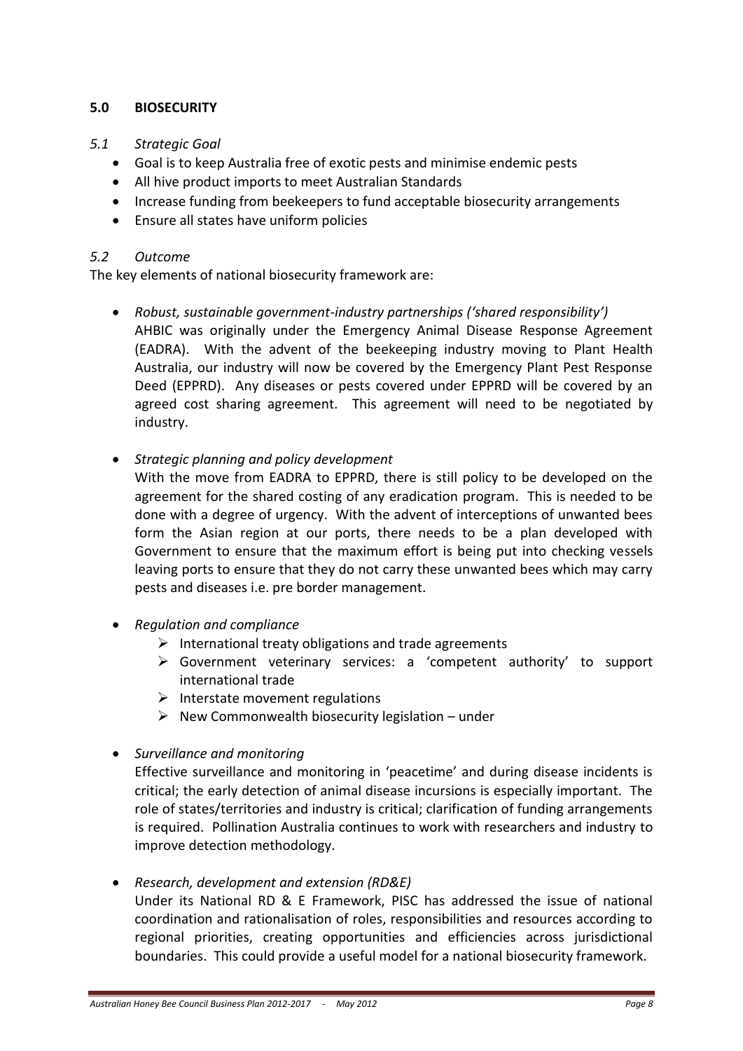## 5.0 BIOSECURITY

### *5.1 Strategic Goal*

- Goal is to keep Australia free of exotic pests and minimise endemic pests
- All hive product imports to meet Australian Standards
- Increase funding from beekeepers to fund acceptable biosecurity arrangements
- Ensure all states have uniform policies

### *5.2 Outcome*

The key elements of national biosecurity framework are:

- *Robust, sustainable government-industry partnerships ('shared responsibility')*
  AHBIC was originally under the Emergency Animal Disease Response Agreement (EADRA). With the advent of the beekeeping industry moving to Plant Health Australia, our industry will now be covered by the Emergency Plant Pest Response Deed (EPPRD). Any diseases or pests covered under EPPRD will be covered by an agreed cost sharing agreement. This agreement will need to be negotiated by industry.

- *Strategic planning and policy development*
  With the move from EADRA to EPPRD, there is still policy to be developed on the agreement for the shared costing of any eradication program. This is needed to be done with a degree of urgency. With the advent of interceptions of unwanted bees form the Asian region at our ports, there needs to be a plan developed with Government to ensure that the maximum effort is being put into checking vessels leaving ports to ensure that they do not carry these unwanted bees which may carry pests and diseases i.e. pre border management.

- *Regulation and compliance*
  - International treaty obligations and trade agreements
  - Government veterinary services: a 'competent authority' to support international trade
  - Interstate movement regulations
  - New Commonwealth biosecurity legislation – under

- *Surveillance and monitoring*
  Effective surveillance and monitoring in 'peacetime' and during disease incidents is critical; the early detection of animal disease incursions is especially important. The role of states/territories and industry is critical; clarification of funding arrangements is required. Pollination Australia continues to work with researchers and industry to improve detection methodology.

- *Research, development and extension (RD&E)*
  Under its National RD & E Framework, PISC has addressed the issue of national coordination and rationalisation of roles, responsibilities and resources according to regional priorities, creating opportunities and efficiencies across jurisdictional boundaries. This could provide a useful model for a national biosecurity framework.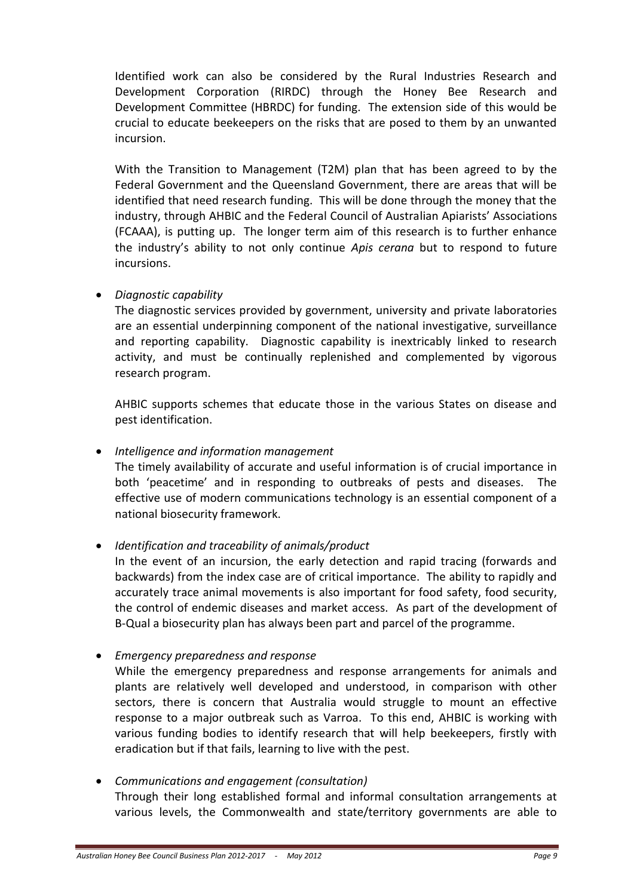Identified work can also be considered by the Rural Industries Research and Development Corporation (RIRDC) through the Honey Bee Research and Development Committee (HBRDC) for funding. The extension side of this would be crucial to educate beekeepers on the risks that are posed to them by an unwanted incursion.

With the Transition to Management (T2M) plan that has been agreed to by the Federal Government and the Queensland Government, there are areas that will be identified that need research funding. This will be done through the money that the industry, through AHBIC and the Federal Council of Australian Apiarists' Associations (FCAAA), is putting up. The longer term aim of this research is to further enhance the industry's ability to not only continue *Apis cerana* but to respond to future incursions.

- *Diagnostic capability*
  The diagnostic services provided by government, university and private laboratories are an essential underpinning component of the national investigative, surveillance and reporting capability. Diagnostic capability is inextricably linked to research activity, and must be continually replenished and complemented by vigorous research program.

  AHBIC supports schemes that educate those in the various States on disease and pest identification.

- *Intelligence and information management*
  The timely availability of accurate and useful information is of crucial importance in both 'peacetime' and in responding to outbreaks of pests and diseases. The effective use of modern communications technology is an essential component of a national biosecurity framework.

- *Identification and traceability of animals/product*
  In the event of an incursion, the early detection and rapid tracing (forwards and backwards) from the index case are of critical importance. The ability to rapidly and accurately trace animal movements is also important for food safety, food security, the control of endemic diseases and market access. As part of the development of B-Qual a biosecurity plan has always been part and parcel of the programme.

- *Emergency preparedness and response*
  While the emergency preparedness and response arrangements for animals and plants are relatively well developed and understood, in comparison with other sectors, there is concern that Australia would struggle to mount an effective response to a major outbreak such as Varroa. To this end, AHBIC is working with various funding bodies to identify research that will help beekeepers, firstly with eradication but if that fails, learning to live with the pest.

- *Communications and engagement (consultation)*
  Through their long established formal and informal consultation arrangements at various levels, the Commonwealth and state/territory governments are able to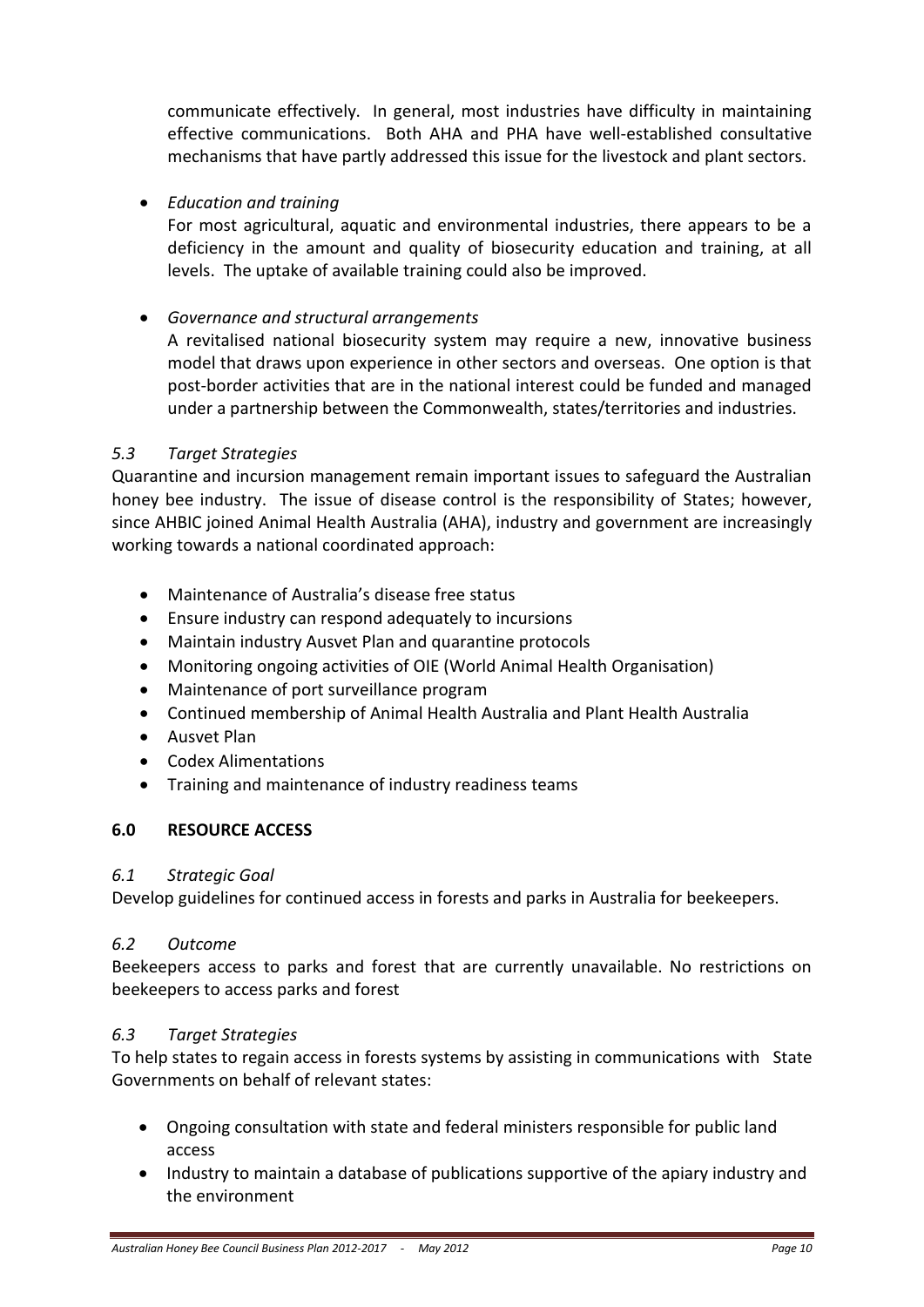communicate effectively. In general, most industries have difficulty in maintaining effective communications. Both AHA and PHA have well-established consultative mechanisms that have partly addressed this issue for the livestock and plant sectors.

- *Education and training*
  For most agricultural, aquatic and environmental industries, there appears to be a deficiency in the amount and quality of biosecurity education and training, at all levels. The uptake of available training could also be improved.

- *Governance and structural arrangements*
  A revitalised national biosecurity system may require a new, innovative business model that draws upon experience in other sectors and overseas. One option is that post-border activities that are in the national interest could be funded and managed under a partnership between the Commonwealth, states/territories and industries.

### *5.3 Target Strategies*

Quarantine and incursion management remain important issues to safeguard the Australian honey bee industry. The issue of disease control is the responsibility of States; however, since AHBIC joined Animal Health Australia (AHA), industry and government are increasingly working towards a national coordinated approach:

- Maintenance of Australia's disease free status
- Ensure industry can respond adequately to incursions
- Maintain industry Ausvet Plan and quarantine protocols
- Monitoring ongoing activities of OIE (World Animal Health Organisation)
- Maintenance of port surveillance program
- Continued membership of Animal Health Australia and Plant Health Australia
- Ausvet Plan
- Codex Alimentations
- Training and maintenance of industry readiness teams

## 6.0 RESOURCE ACCESS

### *6.1 Strategic Goal*

Develop guidelines for continued access in forests and parks in Australia for beekeepers.

### *6.2 Outcome*

Beekeepers access to parks and forest that are currently unavailable. No restrictions on beekeepers to access parks and forest

### *6.3 Target Strategies*

To help states to regain access in forests systems by assisting in communications with State Governments on behalf of relevant states:

- Ongoing consultation with state and federal ministers responsible for public land access
- Industry to maintain a database of publications supportive of the apiary industry and the environment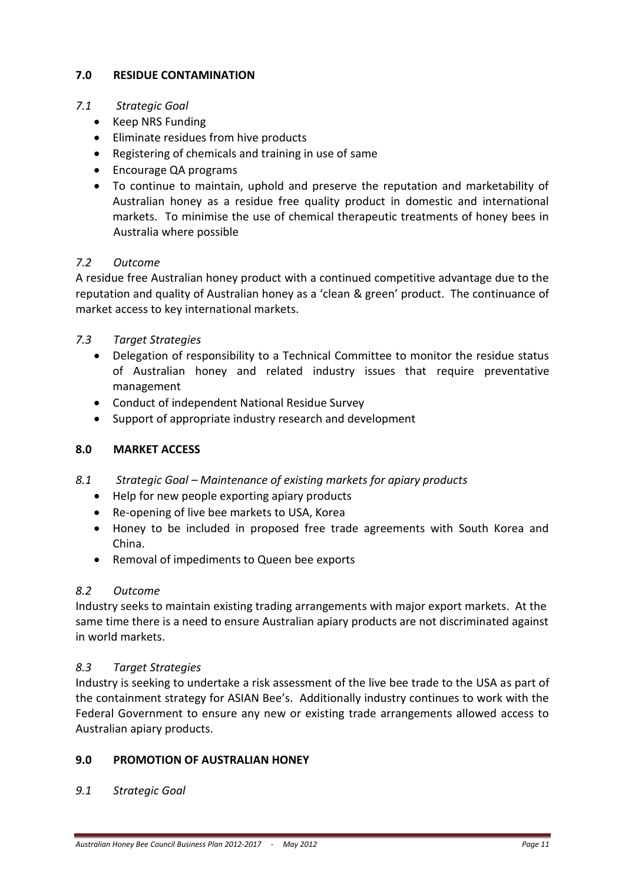## 7.0 RESIDUE CONTAMINATION

### *7.1 Strategic Goal*

- Keep NRS Funding
- Eliminate residues from hive products
- Registering of chemicals and training in use of same
- Encourage QA programs
- To continue to maintain, uphold and preserve the reputation and marketability of Australian honey as a residue free quality product in domestic and international markets. To minimise the use of chemical therapeutic treatments of honey bees in Australia where possible

### *7.2 Outcome*

A residue free Australian honey product with a continued competitive advantage due to the reputation and quality of Australian honey as a 'clean & green' product. The continuance of market access to key international markets.

### *7.3 Target Strategies*

- Delegation of responsibility to a Technical Committee to monitor the residue status of Australian honey and related industry issues that require preventative management
- Conduct of independent National Residue Survey
- Support of appropriate industry research and development

## 8.0 MARKET ACCESS

### *8.1 Strategic Goal – Maintenance of existing markets for apiary products*

- Help for new people exporting apiary products
- Re-opening of live bee markets to USA, Korea
- Honey to be included in proposed free trade agreements with South Korea and China.
- Removal of impediments to Queen bee exports

### *8.2 Outcome*

Industry seeks to maintain existing trading arrangements with major export markets. At the same time there is a need to ensure Australian apiary products are not discriminated against in world markets.

### *8.3 Target Strategies*

Industry is seeking to undertake a risk assessment of the live bee trade to the USA as part of the containment strategy for ASIAN Bee's. Additionally industry continues to work with the Federal Government to ensure any new or existing trade arrangements allowed access to Australian apiary products.

## 9.0 PROMOTION OF AUSTRALIAN HONEY

### *9.1 Strategic Goal*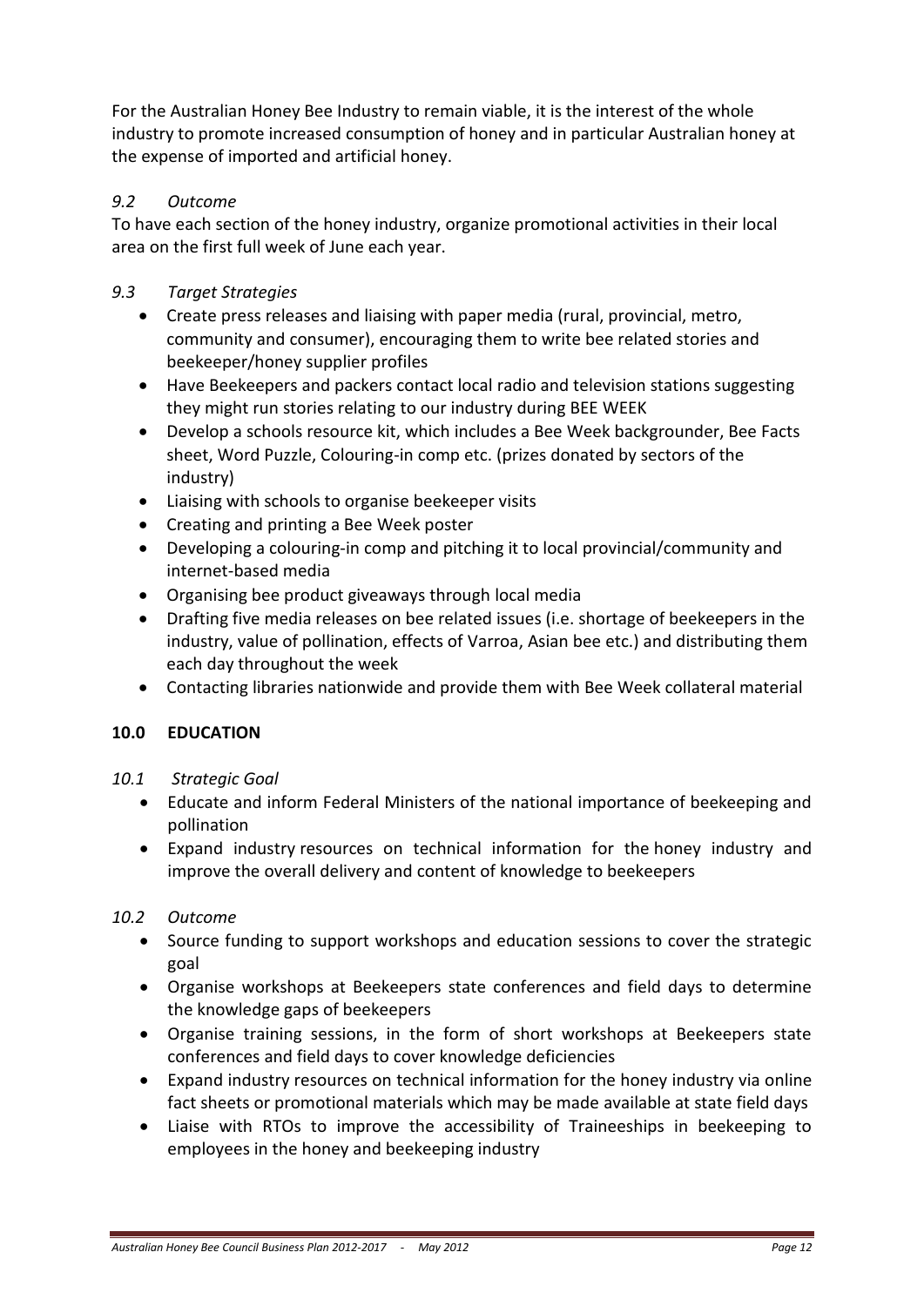For the Australian Honey Bee Industry to remain viable, it is the interest of the whole industry to promote increased consumption of honey and in particular Australian honey at the expense of imported and artificial honey.

### *9.2 Outcome*

To have each section of the honey industry, organize promotional activities in their local area on the first full week of June each year.

### *9.3 Target Strategies*

- Create press releases and liaising with paper media (rural, provincial, metro, community and consumer), encouraging them to write bee related stories and beekeeper/honey supplier profiles
- Have Beekeepers and packers contact local radio and television stations suggesting they might run stories relating to our industry during BEE WEEK
- Develop a schools resource kit, which includes a Bee Week backgrounder, Bee Facts sheet, Word Puzzle, Colouring-in comp etc. (prizes donated by sectors of the industry)
- Liaising with schools to organise beekeeper visits
- Creating and printing a Bee Week poster
- Developing a colouring-in comp and pitching it to local provincial/community and internet-based media
- Organising bee product giveaways through local media
- Drafting five media releases on bee related issues (i.e. shortage of beekeepers in the industry, value of pollination, effects of Varroa, Asian bee etc.) and distributing them each day throughout the week
- Contacting libraries nationwide and provide them with Bee Week collateral material

## 10.0 EDUCATION

### *10.1 Strategic Goal*

- Educate and inform Federal Ministers of the national importance of beekeeping and pollination
- Expand industry resources on technical information for the honey industry and improve the overall delivery and content of knowledge to beekeepers

### *10.2 Outcome*

- Source funding to support workshops and education sessions to cover the strategic goal
- Organise workshops at Beekeepers state conferences and field days to determine the knowledge gaps of beekeepers
- Organise training sessions, in the form of short workshops at Beekeepers state conferences and field days to cover knowledge deficiencies
- Expand industry resources on technical information for the honey industry via online fact sheets or promotional materials which may be made available at state field days
- Liaise with RTOs to improve the accessibility of Traineeships in beekeeping to employees in the honey and beekeeping industry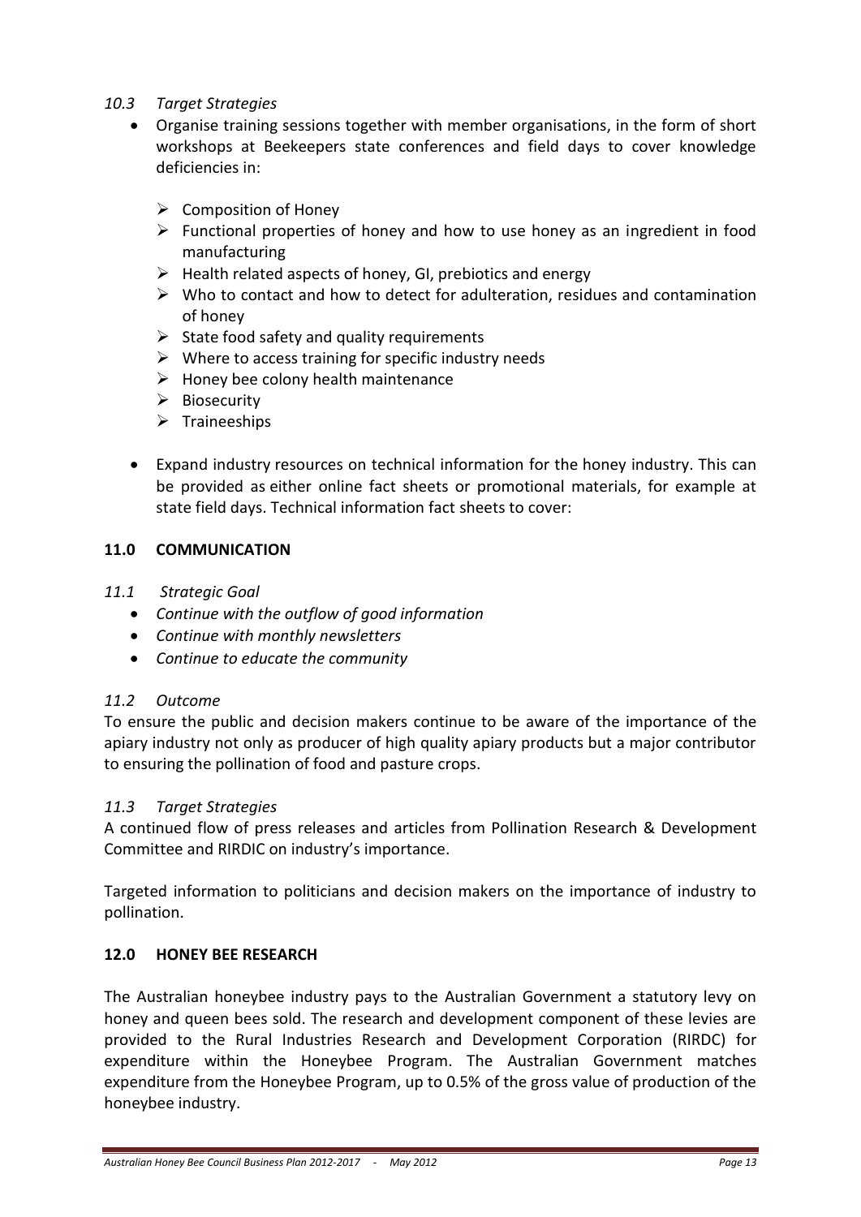### *10.3 Target Strategies*

- Organise training sessions together with member organisations, in the form of short workshops at Beekeepers state conferences and field days to cover knowledge deficiencies in:

    - Composition of Honey
    - Functional properties of honey and how to use honey as an ingredient in food manufacturing
    - Health related aspects of honey, GI, prebiotics and energy
    - Who to contact and how to detect for adulteration, residues and contamination of honey
    - State food safety and quality requirements
    - Where to access training for specific industry needs
    - Honey bee colony health maintenance
    - Biosecurity
    - Traineeships

- Expand industry resources on technical information for the honey industry. This can be provided as either online fact sheets or promotional materials, for example at state field days. Technical information fact sheets to cover:

## 11.0 COMMUNICATION

### *11.1 Strategic Goal*

- *Continue with the outflow of good information*
- *Continue with monthly newsletters*
- *Continue to educate the community*

### *11.2 Outcome*

To ensure the public and decision makers continue to be aware of the importance of the apiary industry not only as producer of high quality apiary products but a major contributor to ensuring the pollination of food and pasture crops.

### *11.3 Target Strategies*

A continued flow of press releases and articles from Pollination Research & Development Committee and RIRDIC on industry's importance.

Targeted information to politicians and decision makers on the importance of industry to pollination.

## 12.0 HONEY BEE RESEARCH

The Australian honeybee industry pays to the Australian Government a statutory levy on honey and queen bees sold. The research and development component of these levies are provided to the Rural Industries Research and Development Corporation (RIRDC) for expenditure within the Honeybee Program. The Australian Government matches expenditure from the Honeybee Program, up to 0.5% of the gross value of production of the honeybee industry.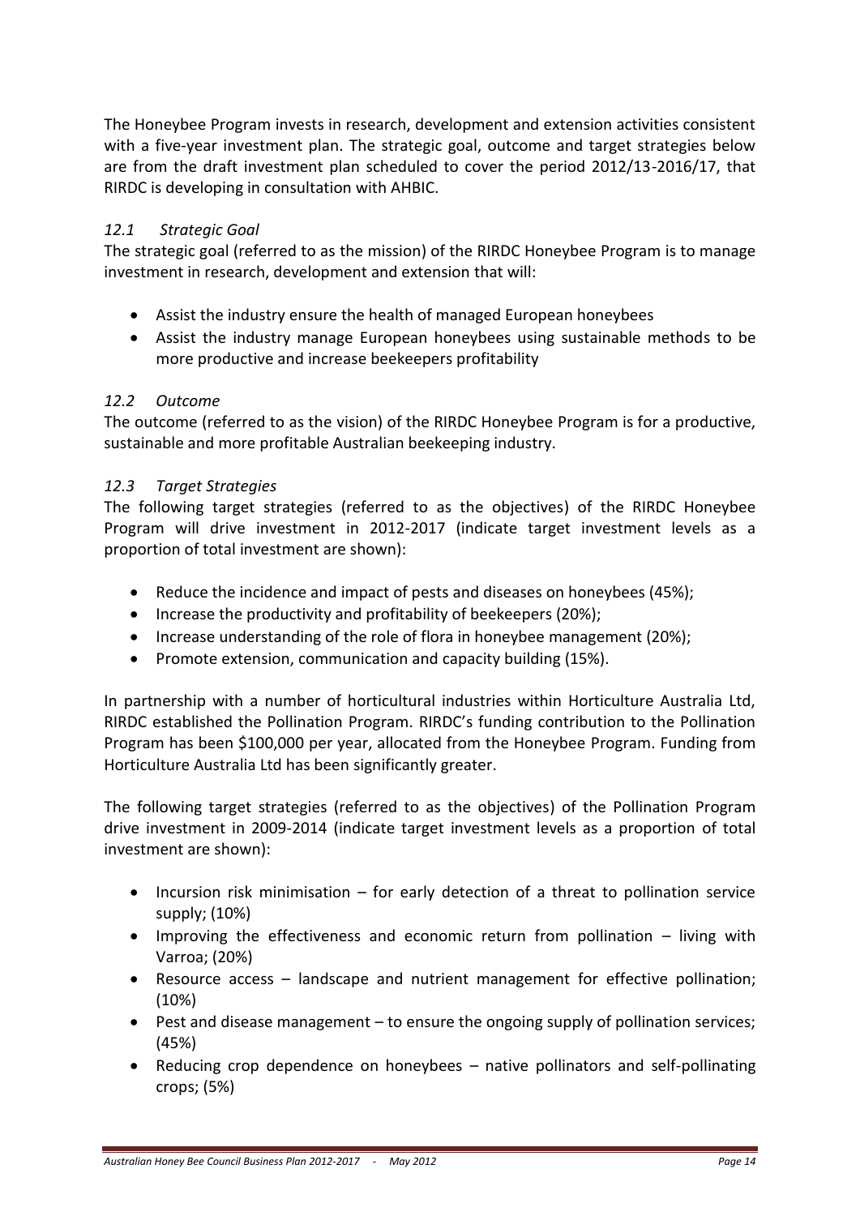The Honeybee Program invests in research, development and extension activities consistent with a five-year investment plan. The strategic goal, outcome and target strategies below are from the draft investment plan scheduled to cover the period 2012/13-2016/17, that RIRDC is developing in consultation with AHBIC.

### *12.1 Strategic Goal*

The strategic goal (referred to as the mission) of the RIRDC Honeybee Program is to manage investment in research, development and extension that will:

- Assist the industry ensure the health of managed European honeybees
- Assist the industry manage European honeybees using sustainable methods to be more productive and increase beekeepers profitability

### *12.2 Outcome*

The outcome (referred to as the vision) of the RIRDC Honeybee Program is for a productive, sustainable and more profitable Australian beekeeping industry.

### *12.3 Target Strategies*

The following target strategies (referred to as the objectives) of the RIRDC Honeybee Program will drive investment in 2012-2017 (indicate target investment levels as a proportion of total investment are shown):

- Reduce the incidence and impact of pests and diseases on honeybees (45%);
- Increase the productivity and profitability of beekeepers (20%);
- Increase understanding of the role of flora in honeybee management (20%);
- Promote extension, communication and capacity building (15%).

In partnership with a number of horticultural industries within Horticulture Australia Ltd, RIRDC established the Pollination Program. RIRDC's funding contribution to the Pollination Program has been $100,000 per year, allocated from the Honeybee Program. Funding from Horticulture Australia Ltd has been significantly greater.

The following target strategies (referred to as the objectives) of the Pollination Program drive investment in 2009-2014 (indicate target investment levels as a proportion of total investment are shown):

- Incursion risk minimisation – for early detection of a threat to pollination service supply; (10%)
- Improving the effectiveness and economic return from pollination – living with Varroa; (20%)
- Resource access – landscape and nutrient management for effective pollination; (10%)
- Pest and disease management – to ensure the ongoing supply of pollination services; (45%)
- Reducing crop dependence on honeybees – native pollinators and self-pollinating crops; (5%)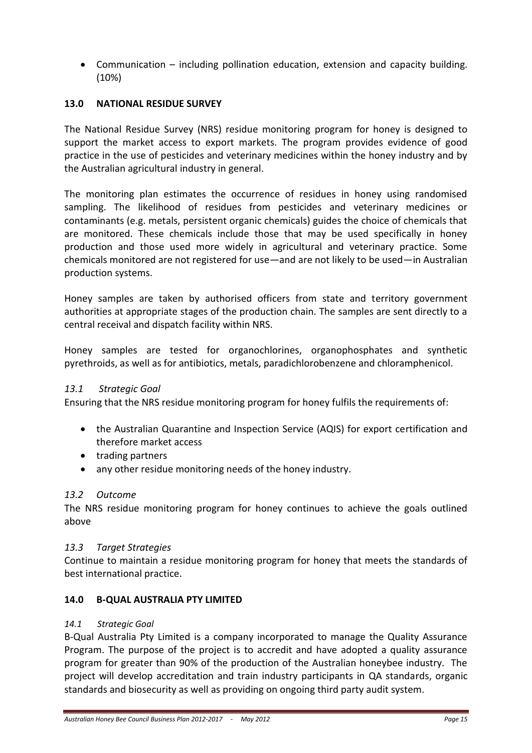- Communication – including pollination education, extension and capacity building. (10%)

## 13.0 NATIONAL RESIDUE SURVEY

The National Residue Survey (NRS) residue monitoring program for honey is designed to support the market access to export markets. The program provides evidence of good practice in the use of pesticides and veterinary medicines within the honey industry and by the Australian agricultural industry in general.

The monitoring plan estimates the occurrence of residues in honey using randomised sampling. The likelihood of residues from pesticides and veterinary medicines or contaminants (e.g. metals, persistent organic chemicals) guides the choice of chemicals that are monitored. These chemicals include those that may be used specifically in honey production and those used more widely in agricultural and veterinary practice. Some chemicals monitored are not registered for use—and are not likely to be used—in Australian production systems.

Honey samples are taken by authorised officers from state and territory government authorities at appropriate stages of the production chain. The samples are sent directly to a central receival and dispatch facility within NRS.

Honey samples are tested for organochlorines, organophosphates and synthetic pyrethroids, as well as for antibiotics, metals, paradichlorobenzene and chloramphenicol.

### *13.1 Strategic Goal*

Ensuring that the NRS residue monitoring program for honey fulfils the requirements of:

- the Australian Quarantine and Inspection Service (AQIS) for export certification and therefore market access
- trading partners
- any other residue monitoring needs of the honey industry.

### *13.2 Outcome*

The NRS residue monitoring program for honey continues to achieve the goals outlined above

### *13.3 Target Strategies*

Continue to maintain a residue monitoring program for honey that meets the standards of best international practice.

## 14.0 B-QUAL AUSTRALIA PTY LIMITED

### *14.1 Strategic Goal*

B-Qual Australia Pty Limited is a company incorporated to manage the Quality Assurance Program. The purpose of the project is to accredit and have adopted a quality assurance program for greater than 90% of the production of the Australian honeybee industry. The project will develop accreditation and train industry participants in QA standards, organic standards and biosecurity as well as providing on ongoing third party audit system.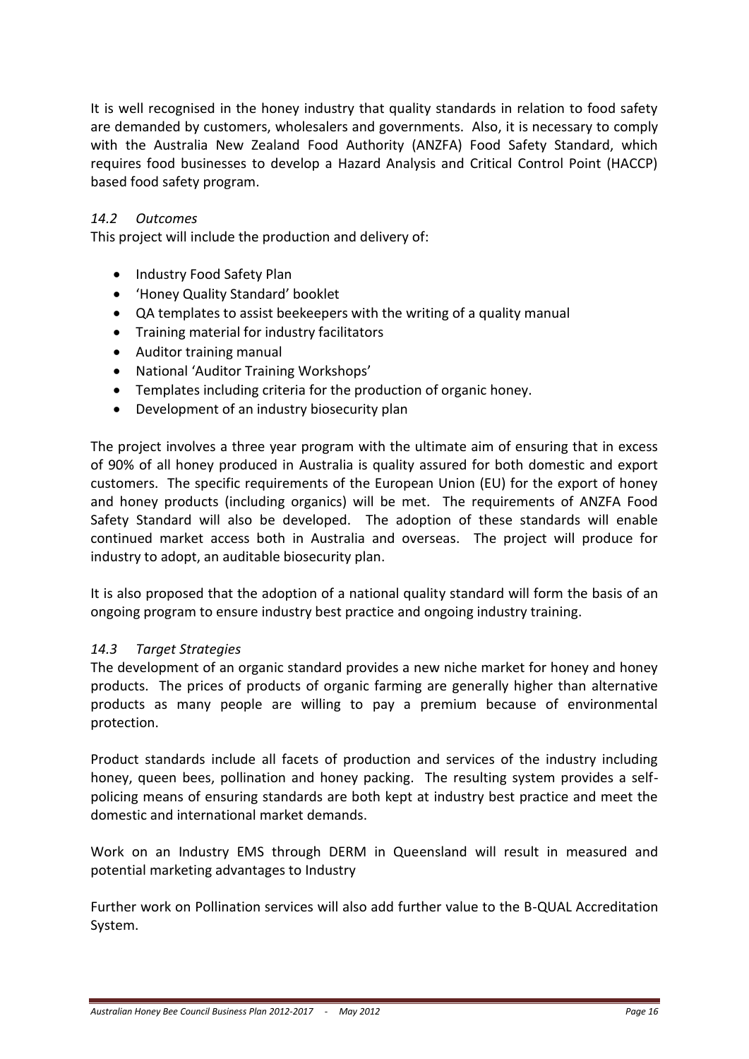It is well recognised in the honey industry that quality standards in relation to food safety are demanded by customers, wholesalers and governments. Also, it is necessary to comply with the Australia New Zealand Food Authority (ANZFA) Food Safety Standard, which requires food businesses to develop a Hazard Analysis and Critical Control Point (HACCP) based food safety program.

### *14.2 Outcomes*

This project will include the production and delivery of:

- Industry Food Safety Plan
- 'Honey Quality Standard' booklet
- QA templates to assist beekeepers with the writing of a quality manual
- Training material for industry facilitators
- Auditor training manual
- National 'Auditor Training Workshops'
- Templates including criteria for the production of organic honey.
- Development of an industry biosecurity plan

The project involves a three year program with the ultimate aim of ensuring that in excess of 90% of all honey produced in Australia is quality assured for both domestic and export customers. The specific requirements of the European Union (EU) for the export of honey and honey products (including organics) will be met. The requirements of ANZFA Food Safety Standard will also be developed. The adoption of these standards will enable continued market access both in Australia and overseas. The project will produce for industry to adopt, an auditable biosecurity plan.

It is also proposed that the adoption of a national quality standard will form the basis of an ongoing program to ensure industry best practice and ongoing industry training.

### *14.3 Target Strategies*

The development of an organic standard provides a new niche market for honey and honey products. The prices of products of organic farming are generally higher than alternative products as many people are willing to pay a premium because of environmental protection.

Product standards include all facets of production and services of the industry including honey, queen bees, pollination and honey packing. The resulting system provides a self-policing means of ensuring standards are both kept at industry best practice and meet the domestic and international market demands.

Work on an Industry EMS through DERM in Queensland will result in measured and potential marketing advantages to Industry

Further work on Pollination services will also add further value to the B-QUAL Accreditation System.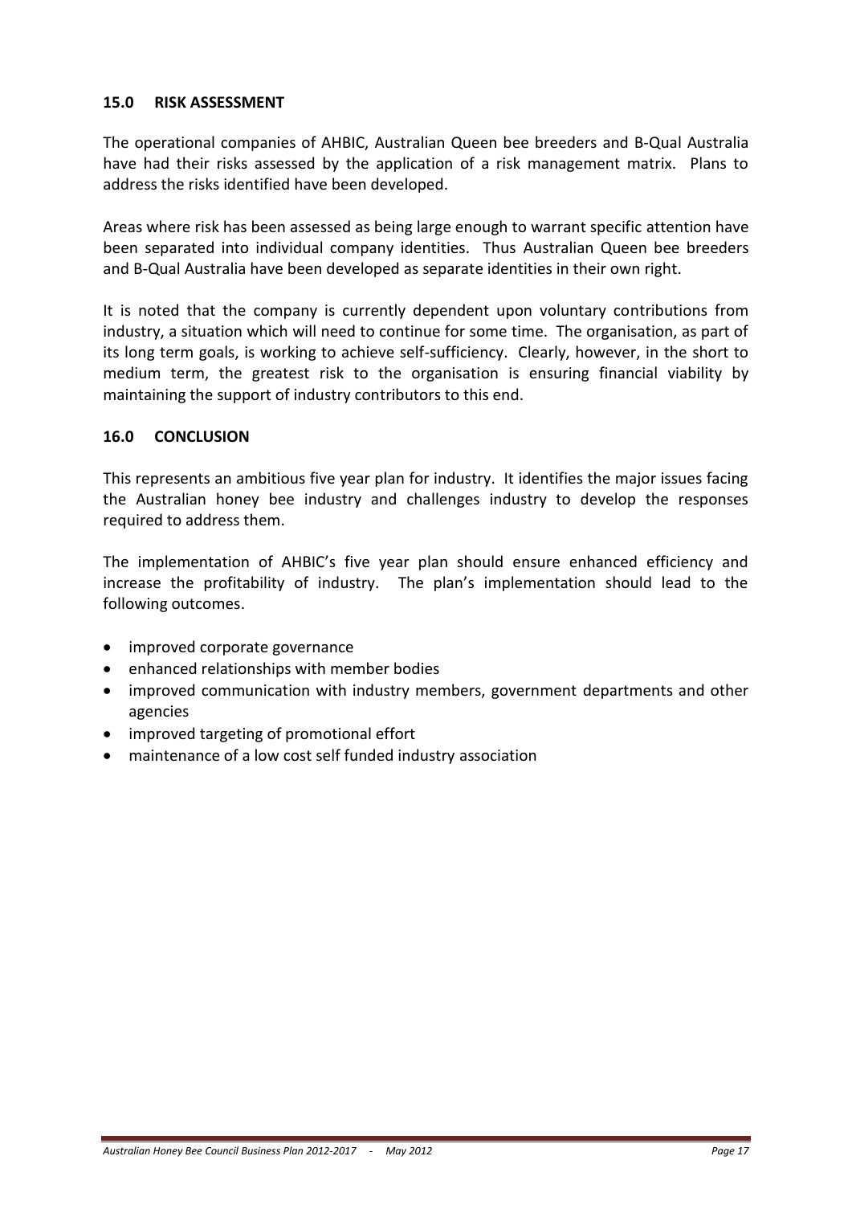## 15.0 RISK ASSESSMENT

The operational companies of AHBIC, Australian Queen bee breeders and B-Qual Australia have had their risks assessed by the application of a risk management matrix. Plans to address the risks identified have been developed.

Areas where risk has been assessed as being large enough to warrant specific attention have been separated into individual company identities. Thus Australian Queen bee breeders and B-Qual Australia have been developed as separate identities in their own right.

It is noted that the company is currently dependent upon voluntary contributions from industry, a situation which will need to continue for some time. The organisation, as part of its long term goals, is working to achieve self-sufficiency. Clearly, however, in the short to medium term, the greatest risk to the organisation is ensuring financial viability by maintaining the support of industry contributors to this end.

## 16.0 CONCLUSION

This represents an ambitious five year plan for industry. It identifies the major issues facing the Australian honey bee industry and challenges industry to develop the responses required to address them.

The implementation of AHBIC's five year plan should ensure enhanced efficiency and increase the profitability of industry. The plan's implementation should lead to the following outcomes.

- improved corporate governance
- enhanced relationships with member bodies
- improved communication with industry members, government departments and other agencies
- improved targeting of promotional effort
- maintenance of a low cost self funded industry association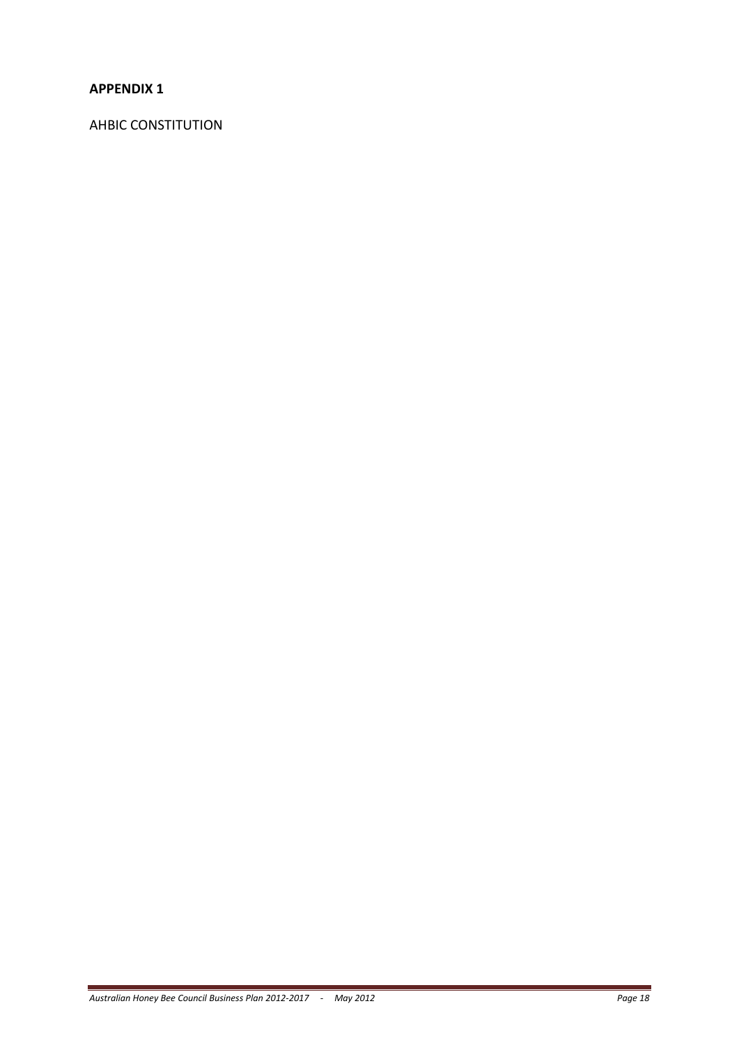**APPENDIX 1**

AHBIC CONSTITUTION